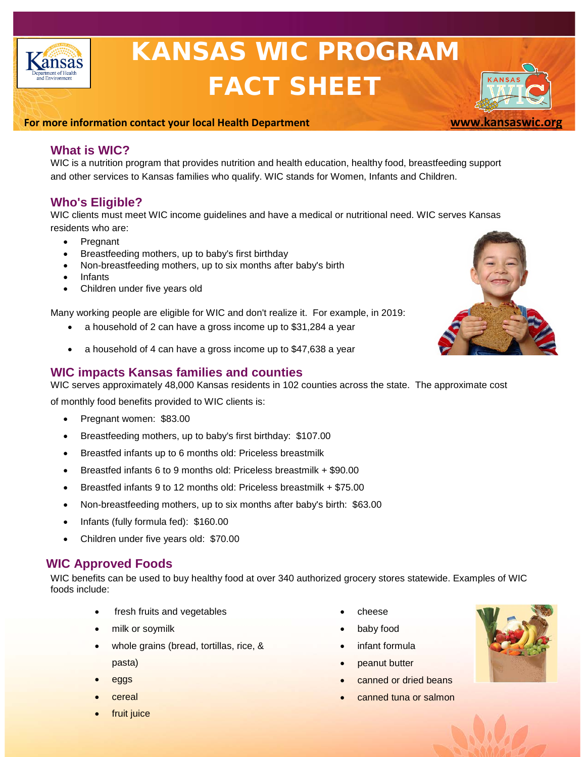# KANSAS WIC PROGRAM FACT SHEET

**For more information contact your local Health Department** **www.kansaswic.org**

## What is WIC?

WIC is a nutrition program that provides nutrition and health education, healthy food, breastfeeding support and other services to Kansas families who qualify. WIC stands for Women, Infants and Children.

## Who's Eligible?

WIC clients must meet WIC income guidelines and have a medical or nutritional need. WIC serves Kansas residents who are:

- Pregnant
- Breastfeeding mothers, up to baby's first birthday
- Non-breastfeeding mothers, up to six months after baby's birth
- Infants
- Children under five years old

Many working people are eligible for WIC and don't realize it. For example, in 2019:

- a household of 2 can have a gross income up to $31,284 a year
- a household of 4 can have a gross income up to $47,638 a year

## WIC impacts Kansas families and counties

WIC serves approximately 48,000 Kansas residents in 102 counties across the state. The approximate cost of monthly food benefits provided to WIC clients is:

- Pregnant women: $83.00
- Breastfeeding mothers, up to baby's first birthday: $107.00
- Breastfed infants up to 6 months old: Priceless breastmilk
- Breastfed infants 6 to 9 months old: Priceless breastmilk + $90.00
- Breastfed infants 9 to 12 months old: Priceless breastmilk + $75.00
- Non-breastfeeding mothers, up to six months after baby's birth: $63.00
- Infants (fully formula fed): $160.00
- Children under five years old: $70.00

## WIC Approved Foods

WIC benefits can be used to buy healthy food at over 340 authorized grocery stores statewide. Examples of WIC foods include:

- fresh fruits and vegetables
- milk or soymilk
- whole grains (bread, tortillas, rice, & pasta)
- eggs
- cereal
- fruit juice
- cheese
- baby food
- infant formula
- peanut butter
- canned or dried beans
- canned tuna or salmon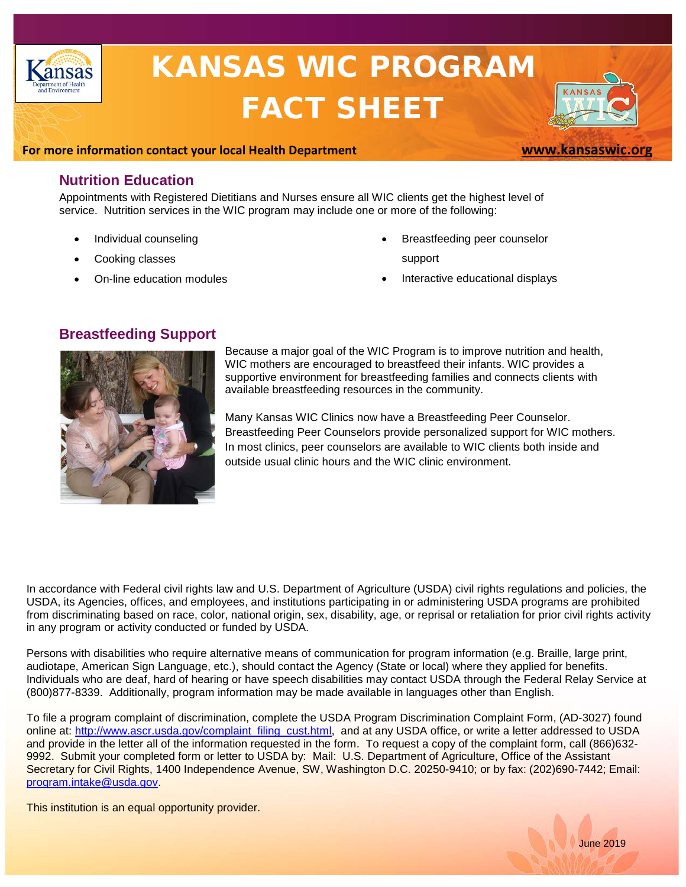# KANSAS WIC PROGRAM FACT SHEET

**For more information contact your local Health Department** **www.kansaswic.org**

## Nutrition Education

Appointments with Registered Dietitians and Nurses ensure all WIC clients get the highest level of service. Nutrition services in the WIC program may include one or more of the following:

- Individual counseling
- Cooking classes
- On-line education modules
- Breastfeeding peer counselor support
- Interactive educational displays

## Breastfeeding Support

Because a major goal of the WIC Program is to improve nutrition and health, WIC mothers are encouraged to breastfeed their infants. WIC provides a supportive environment for breastfeeding families and connects clients with available breastfeeding resources in the community.

Many Kansas WIC Clinics now have a Breastfeeding Peer Counselor. Breastfeeding Peer Counselors provide personalized support for WIC mothers. In most clinics, peer counselors are available to WIC clients both inside and outside usual clinic hours and the WIC clinic environment.

In accordance with Federal civil rights law and U.S. Department of Agriculture (USDA) civil rights regulations and policies, the USDA, its Agencies, offices, and employees, and institutions participating in or administering USDA programs are prohibited from discriminating based on race, color, national origin, sex, disability, age, or reprisal or retaliation for prior civil rights activity in any program or activity conducted or funded by USDA.

Persons with disabilities who require alternative means of communication for program information (e.g. Braille, large print, audiotape, American Sign Language, etc.), should contact the Agency (State or local) where they applied for benefits. Individuals who are deaf, hard of hearing or have speech disabilities may contact USDA through the Federal Relay Service at (800)877-8339. Additionally, program information may be made available in languages other than English.

To file a program complaint of discrimination, complete the USDA Program Discrimination Complaint Form, (AD-3027) found online at: http://www.ascr.usda.gov/complaint_filing_cust.html, and at any USDA office, or write a letter addressed to USDA and provide in the letter all of the information requested in the form. To request a copy of the complaint form, call (866)632-9992. Submit your completed form or letter to USDA by: Mail: U.S. Department of Agriculture, Office of the Assistant Secretary for Civil Rights, 1400 Independence Avenue, SW, Washington D.C. 20250-9410; or by fax: (202)690-7442; Email: program.intake@usda.gov.

This institution is an equal opportunity provider.

June 2019